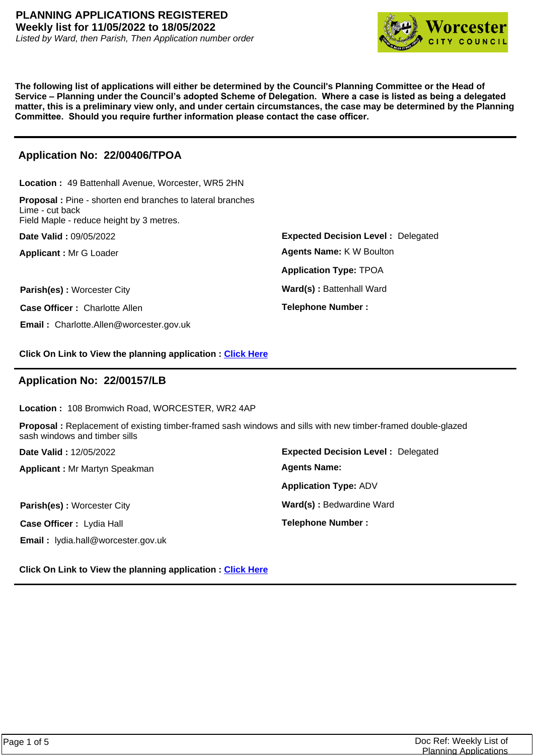# PLANNING APPLICATIONS REGISTERED

**Weekly list for 11/05/2022 to 18/05/2022**

*Listed by Ward, then Parish, Then Application number order*

**The following list of applications will either be determined by the Council's Planning Committee or the Head of Service – Planning under the Council's adopted Scheme of Delegation. Where a case is listed as being a delegated matter, this is a preliminary view only, and under certain circumstances, the case may be determined by the Planning Committee. Should you require further information please contact the case officer.**

---

## Application No: 22/00406/TPOA

**Location :** 49 Battenhall Avenue, Worcester, WR5 2HN

**Proposal :** Pine - shorten end branches to lateral branches
Lime - cut back
Field Maple - reduce height by 3 metres.

**Date Valid :** 09/05/2022

**Expected Decision Level :** Delegated

**Applicant :** Mr G Loader

**Agents Name:** K W Boulton

**Application Type:** TPOA

**Parish(es) :** Worcester City

**Ward(s) :** Battenhall Ward

**Case Officer :** Charlotte Allen

**Telephone Number :**

**Email :** Charlotte.Allen@worcester.gov.uk

**Click On Link to View the planning application :** Click Here

---

## Application No: 22/00157/LB

**Location :** 108 Bromwich Road, WORCESTER, WR2 4AP

**Proposal :** Replacement of existing timber-framed sash windows and sills with new timber-framed double-glazed sash windows and timber sills

**Date Valid :** 12/05/2022

**Expected Decision Level :** Delegated

**Applicant :** Mr Martyn Speakman

**Agents Name:**

**Application Type:** ADV

**Parish(es) :** Worcester City

**Ward(s) :** Bedwardine Ward

**Case Officer :** Lydia Hall

**Telephone Number :**

**Email :** lydia.hall@worcester.gov.uk

**Click On Link to View the planning application :** Click Here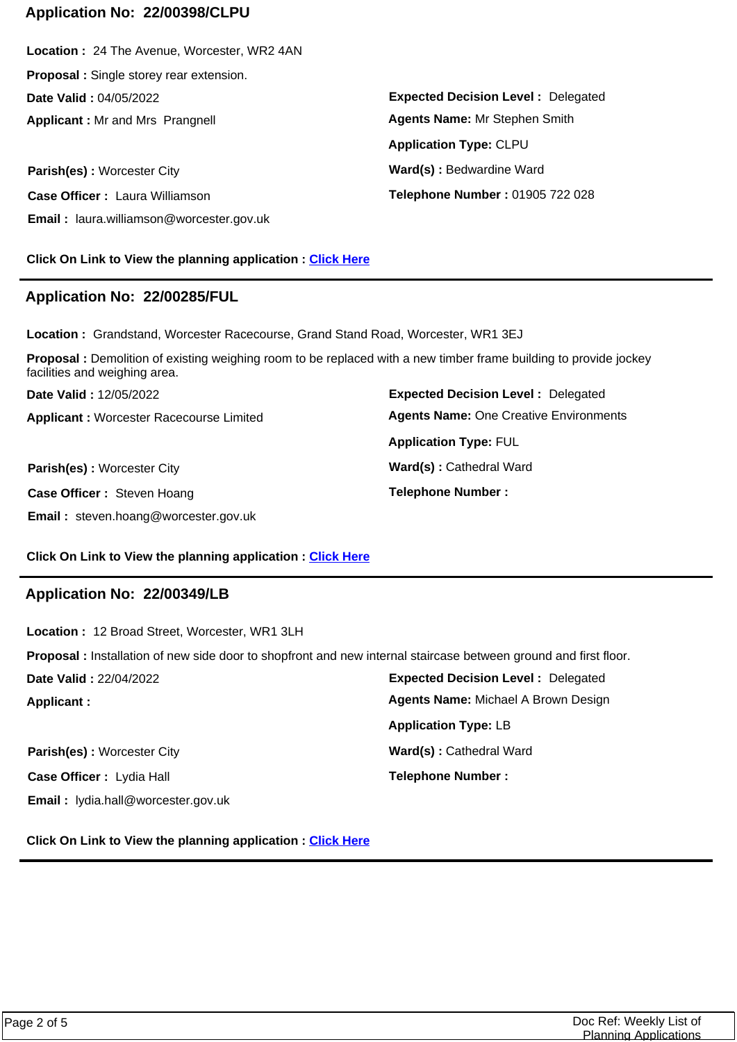## Application No: 22/00398/CLPU

**Location :** 24 The Avenue, Worcester, WR2 4AN

**Proposal :** Single storey rear extension.

**Date Valid :** 04/05/2022

**Expected Decision Level :** Delegated

**Applicant :** Mr and Mrs Prangnell

**Agents Name:** Mr Stephen Smith

**Application Type:** CLPU

**Parish(es) :** Worcester City

**Ward(s) :** Bedwardine Ward

**Case Officer :** Laura Williamson

**Telephone Number :** 01905 722 028

**Email :** laura.williamson@worcester.gov.uk

**Click On Link to View the planning application :** Click Here

---

## Application No: 22/00285/FUL

**Location :** Grandstand, Worcester Racecourse, Grand Stand Road, Worcester, WR1 3EJ

**Proposal :** Demolition of existing weighing room to be replaced with a new timber frame building to provide jockey facilities and weighing area.

**Date Valid :** 12/05/2022

**Expected Decision Level :** Delegated

**Applicant :** Worcester Racecourse Limited

**Agents Name:** One Creative Environments

**Application Type:** FUL

**Parish(es) :** Worcester City

**Ward(s) :** Cathedral Ward

**Case Officer :** Steven Hoang

**Telephone Number :**

**Email :** steven.hoang@worcester.gov.uk

**Click On Link to View the planning application :** Click Here

---

## Application No: 22/00349/LB

**Location :** 12 Broad Street, Worcester, WR1 3LH

**Proposal :** Installation of new side door to shopfront and new internal staircase between ground and first floor.

**Date Valid :** 22/04/2022

**Expected Decision Level :** Delegated

**Applicant :**

**Agents Name:** Michael A Brown Design

**Application Type:** LB

**Parish(es) :** Worcester City

**Ward(s) :** Cathedral Ward

**Case Officer :** Lydia Hall

**Telephone Number :**

**Email :** lydia.hall@worcester.gov.uk

**Click On Link to View the planning application :** Click Here

---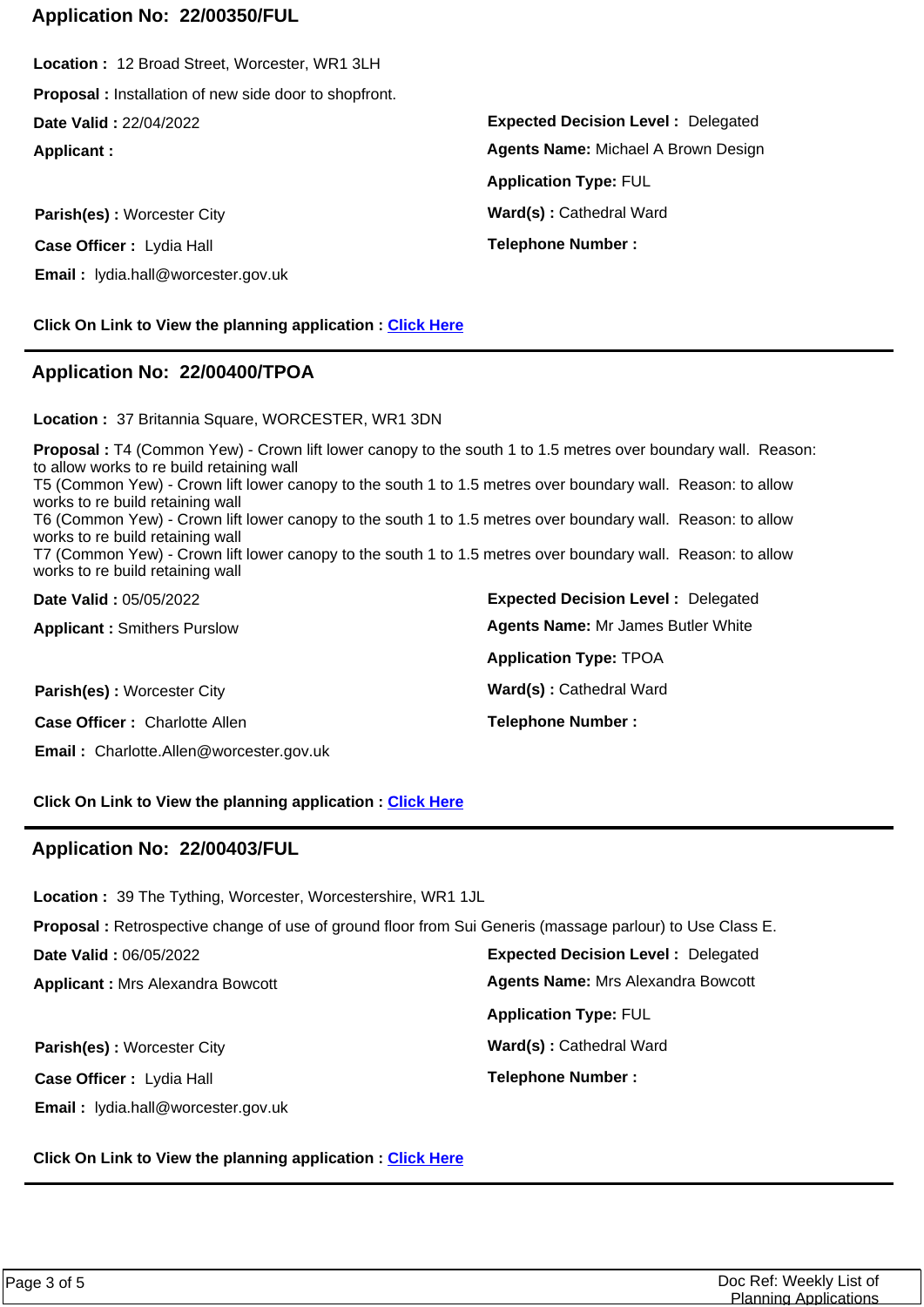## Application No: 22/00350/FUL

**Location :** 12 Broad Street, Worcester, WR1 3LH

**Proposal :** Installation of new side door to shopfront.

**Date Valid :** 22/04/2022

**Expected Decision Level :** Delegated

**Applicant :**

**Agents Name:** Michael A Brown Design

**Application Type:** FUL

**Parish(es) :** Worcester City

**Ward(s) :** Cathedral Ward

**Case Officer :** Lydia Hall

**Telephone Number :**

**Email :** lydia.hall@worcester.gov.uk

**Click On Link to View the planning application :** Click Here

---

## Application No: 22/00400/TPOA

**Location :** 37 Britannia Square, WORCESTER, WR1 3DN

**Proposal :** T4 (Common Yew) - Crown lift lower canopy to the south 1 to 1.5 metres over boundary wall. Reason: to allow works to re build retaining wall
T5 (Common Yew) - Crown lift lower canopy to the south 1 to 1.5 metres over boundary wall. Reason: to allow works to re build retaining wall
T6 (Common Yew) - Crown lift lower canopy to the south 1 to 1.5 metres over boundary wall. Reason: to allow works to re build retaining wall
T7 (Common Yew) - Crown lift lower canopy to the south 1 to 1.5 metres over boundary wall. Reason: to allow works to re build retaining wall

**Date Valid :** 05/05/2022

**Expected Decision Level :** Delegated

**Applicant :** Smithers Purslow

**Agents Name:** Mr James Butler White

**Application Type:** TPOA

**Parish(es) :** Worcester City

**Ward(s) :** Cathedral Ward

**Case Officer :** Charlotte Allen

**Telephone Number :**

**Email :** Charlotte.Allen@worcester.gov.uk

**Click On Link to View the planning application :** Click Here

---

## Application No: 22/00403/FUL

**Location :** 39 The Tything, Worcester, Worcestershire, WR1 1JL

**Proposal :** Retrospective change of use of ground floor from Sui Generis (massage parlour) to Use Class E.

**Date Valid :** 06/05/2022

**Expected Decision Level :** Delegated

**Applicant :** Mrs Alexandra Bowcott

**Agents Name:** Mrs Alexandra Bowcott

**Application Type:** FUL

**Parish(es) :** Worcester City

**Ward(s) :** Cathedral Ward

**Case Officer :** Lydia Hall

**Telephone Number :**

**Email :** lydia.hall@worcester.gov.uk

**Click On Link to View the planning application :** Click Here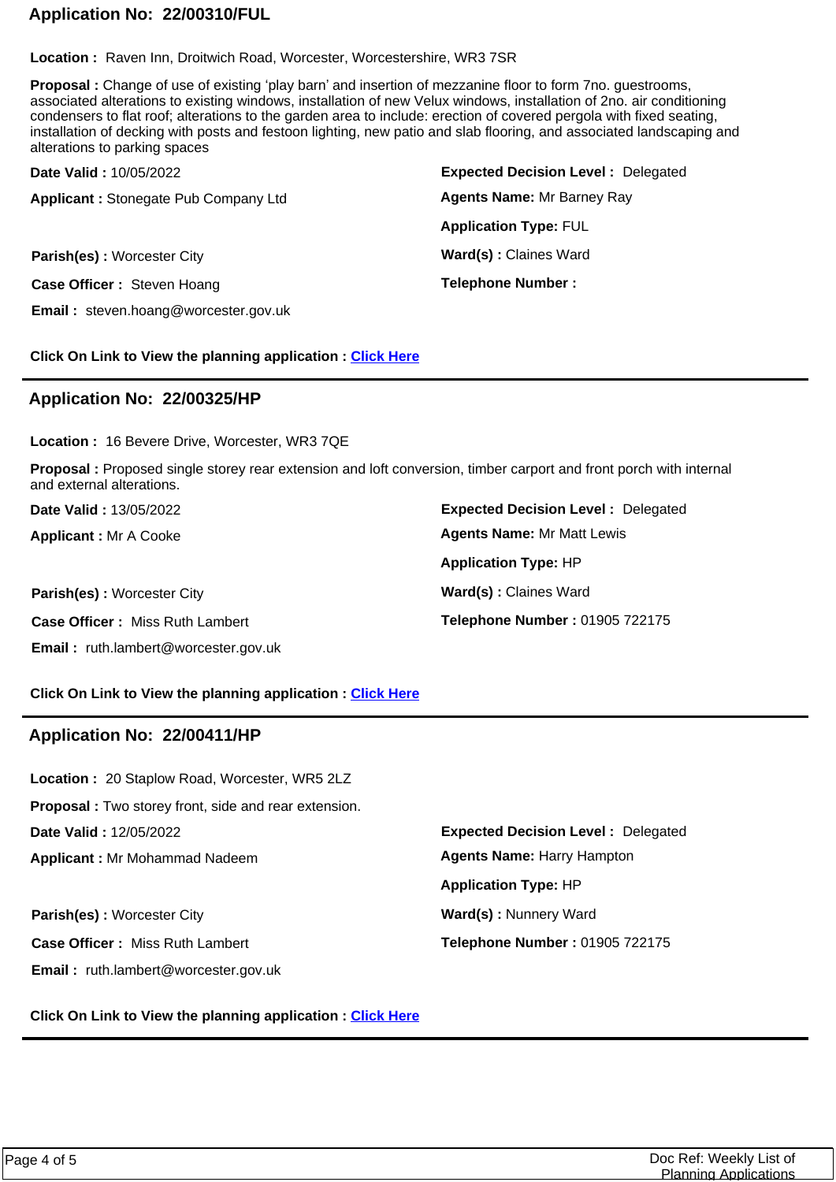## Application No: 22/00310/FUL

**Location :** Raven Inn, Droitwich Road, Worcester, Worcestershire, WR3 7SR

**Proposal :** Change of use of existing 'play barn' and insertion of mezzanine floor to form 7no. guestrooms, associated alterations to existing windows, installation of new Velux windows, installation of 2no. air conditioning condensers to flat roof; alterations to the garden area to include: erection of covered pergola with fixed seating, installation of decking with posts and festoon lighting, new patio and slab flooring, and associated landscaping and alterations to parking spaces

**Date Valid :** 10/05/2022

**Expected Decision Level :** Delegated

**Applicant :** Stonegate Pub Company Ltd

**Agents Name:** Mr Barney Ray

**Application Type:** FUL

**Parish(es) :** Worcester City

**Ward(s) :** Claines Ward

**Case Officer :** Steven Hoang

**Telephone Number :**

**Email :** steven.hoang@worcester.gov.uk

**Click On Link to View the planning application :** Click Here

---

## Application No: 22/00325/HP

**Location :** 16 Bevere Drive, Worcester, WR3 7QE

**Proposal :** Proposed single storey rear extension and loft conversion, timber carport and front porch with internal and external alterations.

**Date Valid :** 13/05/2022

**Expected Decision Level :** Delegated

**Applicant :** Mr A Cooke

**Agents Name:** Mr Matt Lewis

**Application Type:** HP

**Parish(es) :** Worcester City

**Ward(s) :** Claines Ward

**Case Officer :** Miss Ruth Lambert

**Telephone Number :** 01905 722175

**Email :** ruth.lambert@worcester.gov.uk

**Click On Link to View the planning application :** Click Here

---

## Application No: 22/00411/HP

**Location :** 20 Staplow Road, Worcester, WR5 2LZ

**Proposal :** Two storey front, side and rear extension.

**Date Valid :** 12/05/2022

**Expected Decision Level :** Delegated

**Applicant :** Mr Mohammad Nadeem

**Agents Name:** Harry Hampton

**Application Type:** HP

**Parish(es) :** Worcester City

**Ward(s) :** Nunnery Ward

**Case Officer :** Miss Ruth Lambert

**Telephone Number :** 01905 722175

**Email :** ruth.lambert@worcester.gov.uk

**Click On Link to View the planning application :** Click Here

---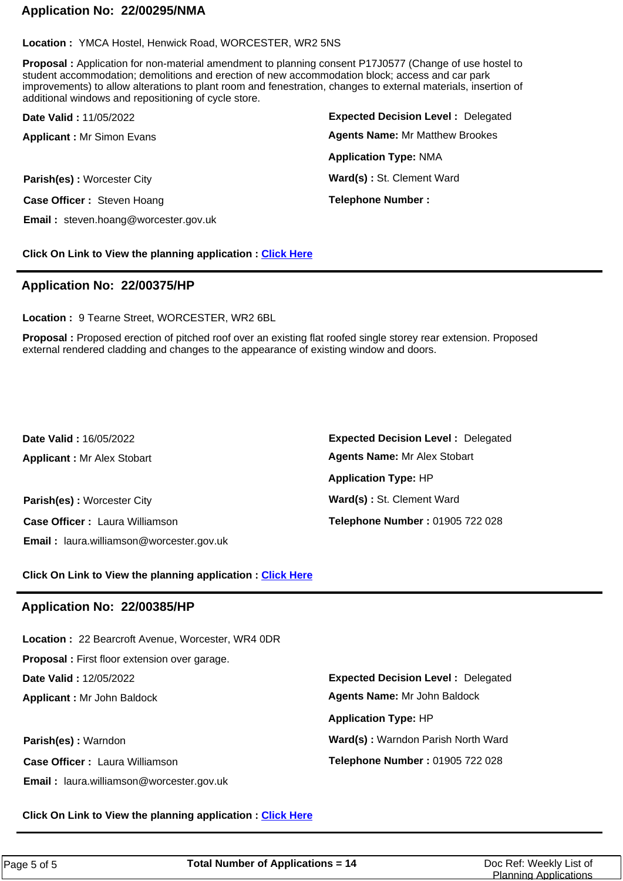## Application No: 22/00295/NMA

**Location :** YMCA Hostel, Henwick Road, WORCESTER, WR2 5NS

**Proposal :** Application for non-material amendment to planning consent P17J0577 (Change of use hostel to student accommodation; demolitions and erection of new accommodation block; access and car park improvements) to allow alterations to plant room and fenestration, changes to external materials, insertion of additional windows and repositioning of cycle store.

**Date Valid :** 11/05/2022

**Expected Decision Level :** Delegated

**Applicant :** Mr Simon Evans

**Agents Name:** Mr Matthew Brookes

**Application Type:** NMA

**Parish(es) :** Worcester City

**Ward(s) :** St. Clement Ward

**Case Officer :** Steven Hoang

**Telephone Number :**

**Email :** steven.hoang@worcester.gov.uk

**Click On Link to View the planning application :** Click Here

---

## Application No: 22/00375/HP

**Location :** 9 Tearne Street, WORCESTER, WR2 6BL

**Proposal :** Proposed erection of pitched roof over an existing flat roofed single storey rear extension. Proposed external rendered cladding and changes to the appearance of existing window and doors.

**Date Valid :** 16/05/2022

**Expected Decision Level :** Delegated

**Applicant :** Mr Alex Stobart

**Agents Name:** Mr Alex Stobart

**Application Type:** HP

**Parish(es) :** Worcester City

**Ward(s) :** St. Clement Ward

**Case Officer :** Laura Williamson

**Telephone Number :** 01905 722 028

**Email :** laura.williamson@worcester.gov.uk

**Click On Link to View the planning application :** Click Here

---

## Application No: 22/00385/HP

**Location :** 22 Bearcroft Avenue, Worcester, WR4 0DR

**Proposal :** First floor extension over garage.

**Date Valid :** 12/05/2022

**Expected Decision Level :** Delegated

**Applicant :** Mr John Baldock

**Agents Name:** Mr John Baldock

**Application Type:** HP

**Parish(es) :** Warndon

**Ward(s) :** Warndon Parish North Ward

**Case Officer :** Laura Williamson

**Telephone Number :** 01905 722 028

**Email :** laura.williamson@worcester.gov.uk

**Click On Link to View the planning application :** Click Here

---

**Total Number of Applications = 14**